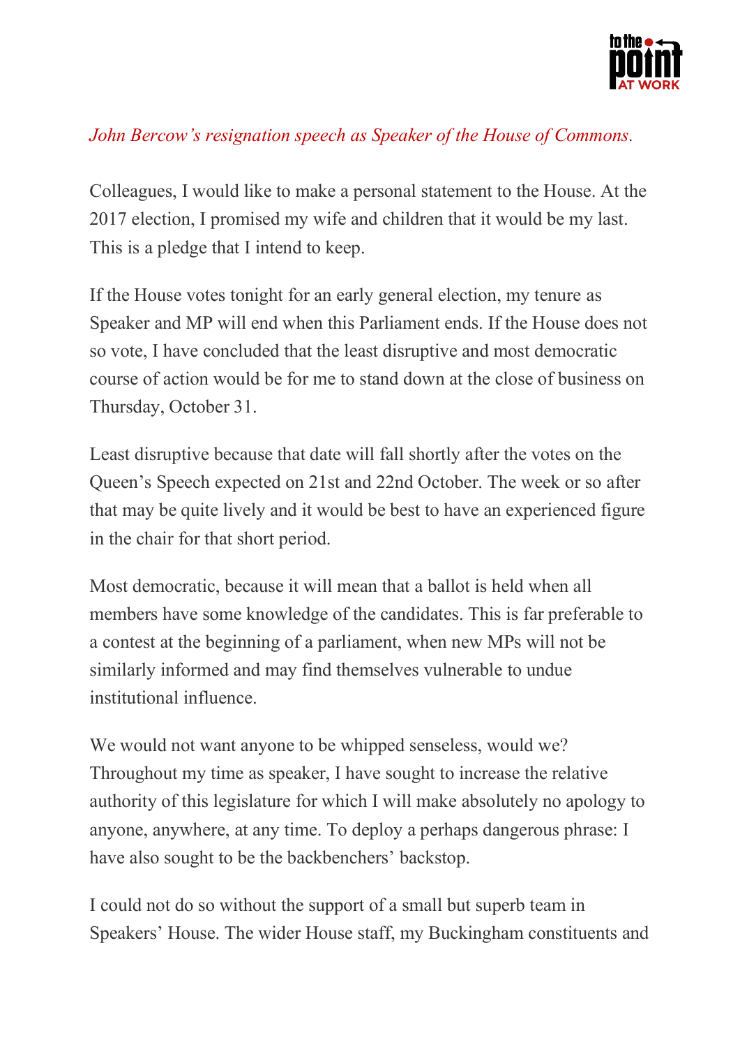*John Bercow's resignation speech as Speaker of the House of Commons.*

Colleagues, I would like to make a personal statement to the House. At the 2017 election, I promised my wife and children that it would be my last. This is a pledge that I intend to keep.

If the House votes tonight for an early general election, my tenure as Speaker and MP will end when this Parliament ends. If the House does not so vote, I have concluded that the least disruptive and most democratic course of action would be for me to stand down at the close of business on Thursday, October 31.

Least disruptive because that date will fall shortly after the votes on the Queen's Speech expected on 21st and 22nd October. The week or so after that may be quite lively and it would be best to have an experienced figure in the chair for that short period.

Most democratic, because it will mean that a ballot is held when all members have some knowledge of the candidates. This is far preferable to a contest at the beginning of a parliament, when new MPs will not be similarly informed and may find themselves vulnerable to undue institutional influence.

We would not want anyone to be whipped senseless, would we? Throughout my time as speaker, I have sought to increase the relative authority of this legislature for which I will make absolutely no apology to anyone, anywhere, at any time. To deploy a perhaps dangerous phrase: I have also sought to be the backbenchers' backstop.

I could not do so without the support of a small but superb team in Speakers' House. The wider House staff, my Buckingham constituents and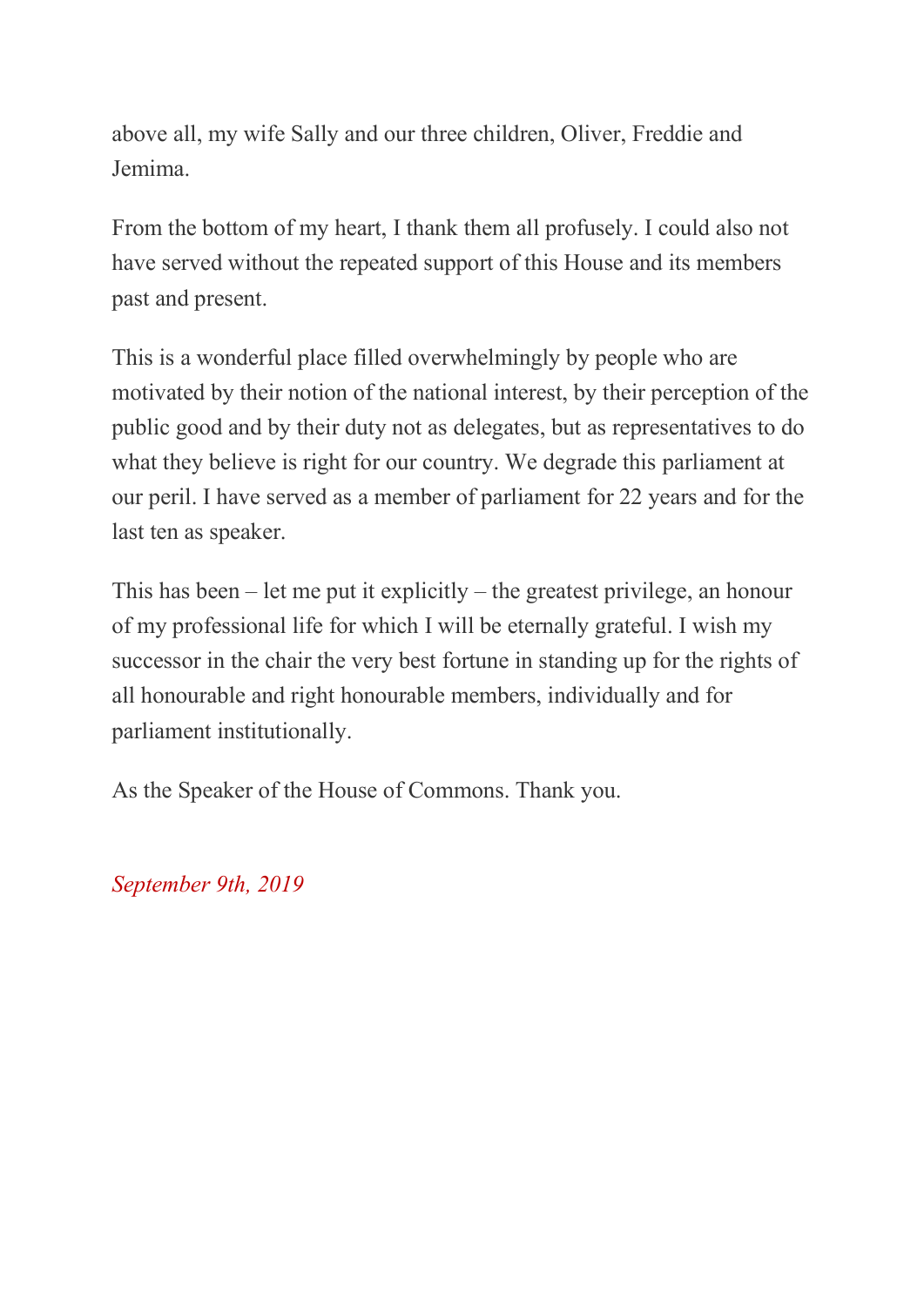above all, my wife Sally and our three children, Oliver, Freddie and Jemima.

From the bottom of my heart, I thank them all profusely. I could also not have served without the repeated support of this House and its members past and present.

This is a wonderful place filled overwhelmingly by people who are motivated by their notion of the national interest, by their perception of the public good and by their duty not as delegates, but as representatives to do what they believe is right for our country. We degrade this parliament at our peril. I have served as a member of parliament for 22 years and for the last ten as speaker.

This has been – let me put it explicitly – the greatest privilege, an honour of my professional life for which I will be eternally grateful. I wish my successor in the chair the very best fortune in standing up for the rights of all honourable and right honourable members, individually and for parliament institutionally.

As the Speaker of the House of Commons. Thank you.

*September 9th, 2019*